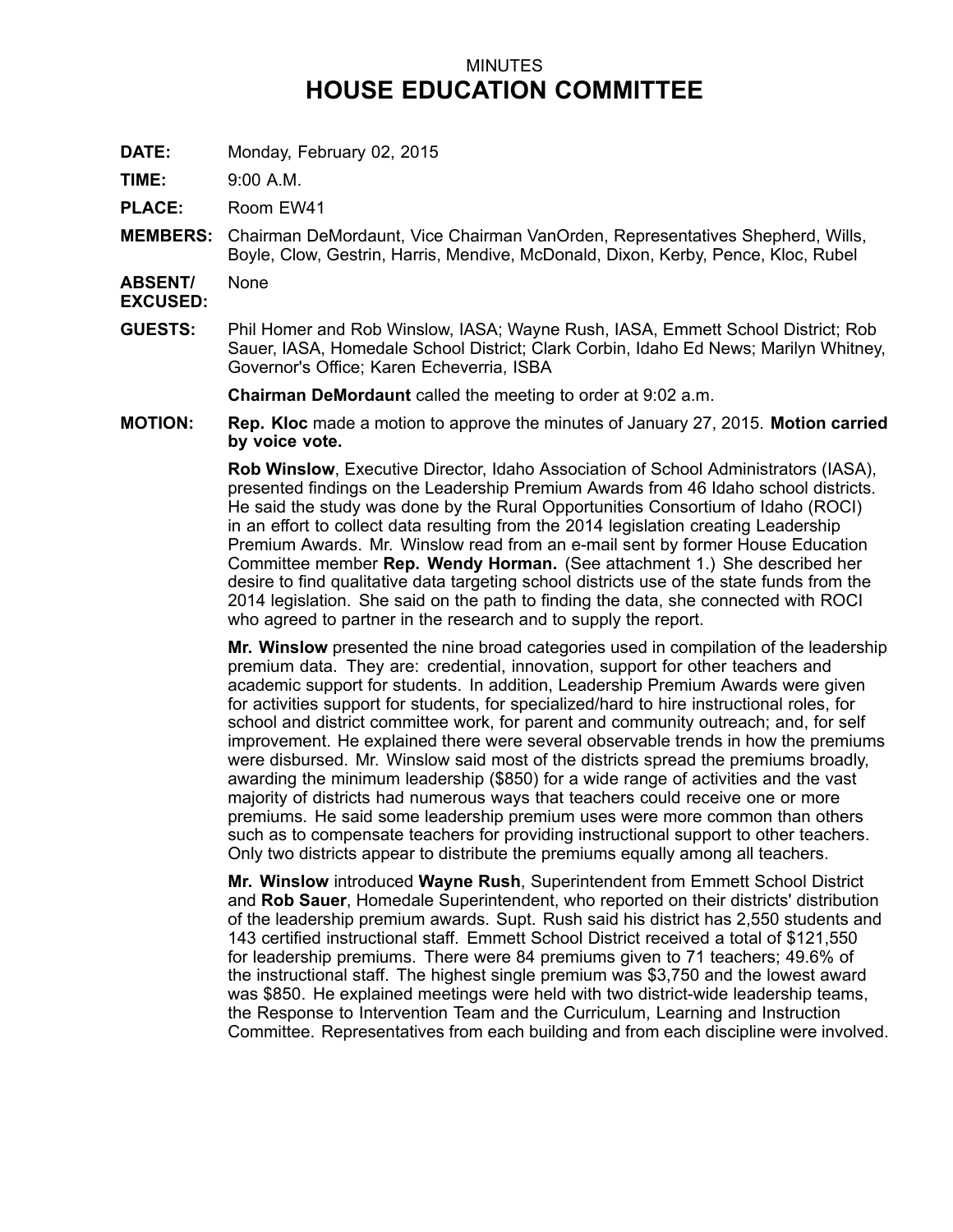MINUTES

# HOUSE EDUCATION COMMITTEE

**DATE:** Monday, February 02, 2015

**TIME:** 9:00 A.M.

**PLACE:** Room EW41

**MEMBERS:** Chairman DeMordaunt, Vice Chairman VanOrden, Representatives Shepherd, Wills, Boyle, Clow, Gestrin, Harris, Mendive, McDonald, Dixon, Kerby, Pence, Kloc, Rubel

**ABSENT/ EXCUSED:** None

**GUESTS:** Phil Homer and Rob Winslow, IASA; Wayne Rush, IASA, Emmett School District; Rob Sauer, IASA, Homedale School District; Clark Corbin, Idaho Ed News; Marilyn Whitney, Governor's Office; Karen Echeverria, ISBA

**Chairman DeMordaunt** called the meeting to order at 9:02 a.m.

**MOTION:** **Rep. Kloc** made a motion to approve the minutes of January 27, 2015. **Motion carried by voice vote.**

**Rob Winslow**, Executive Director, Idaho Association of School Administrators (IASA), presented findings on the Leadership Premium Awards from 46 Idaho school districts. He said the study was done by the Rural Opportunities Consortium of Idaho (ROCI) in an effort to collect data resulting from the 2014 legislation creating Leadership Premium Awards. Mr. Winslow read from an e-mail sent by former House Education Committee member **Rep. Wendy Horman.** (See attachment 1.) She described her desire to find qualitative data targeting school districts use of the state funds from the 2014 legislation. She said on the path to finding the data, she connected with ROCI who agreed to partner in the research and to supply the report.

**Mr. Winslow** presented the nine broad categories used in compilation of the leadership premium data. They are: credential, innovation, support for other teachers and academic support for students. In addition, Leadership Premium Awards were given for activities support for students, for specialized/hard to hire instructional roles, for school and district committee work, for parent and community outreach; and, for self improvement. He explained there were several observable trends in how the premiums were disbursed. Mr. Winslow said most of the districts spread the premiums broadly, awarding the minimum leadership ($850) for a wide range of activities and the vast majority of districts had numerous ways that teachers could receive one or more premiums. He said some leadership premium uses were more common than others such as to compensate teachers for providing instructional support to other teachers. Only two districts appear to distribute the premiums equally among all teachers.

**Mr. Winslow** introduced **Wayne Rush**, Superintendent from Emmett School District and **Rob Sauer**, Homedale Superintendent, who reported on their districts' distribution of the leadership premium awards. Supt. Rush said his district has 2,550 students and 143 certified instructional staff. Emmett School District received a total of $121,550 for leadership premiums. There were 84 premiums given to 71 teachers; 49.6% of the instructional staff. The highest single premium was $3,750 and the lowest award was $850. He explained meetings were held with two district-wide leadership teams, the Response to Intervention Team and the Curriculum, Learning and Instruction Committee. Representatives from each building and from each discipline were involved.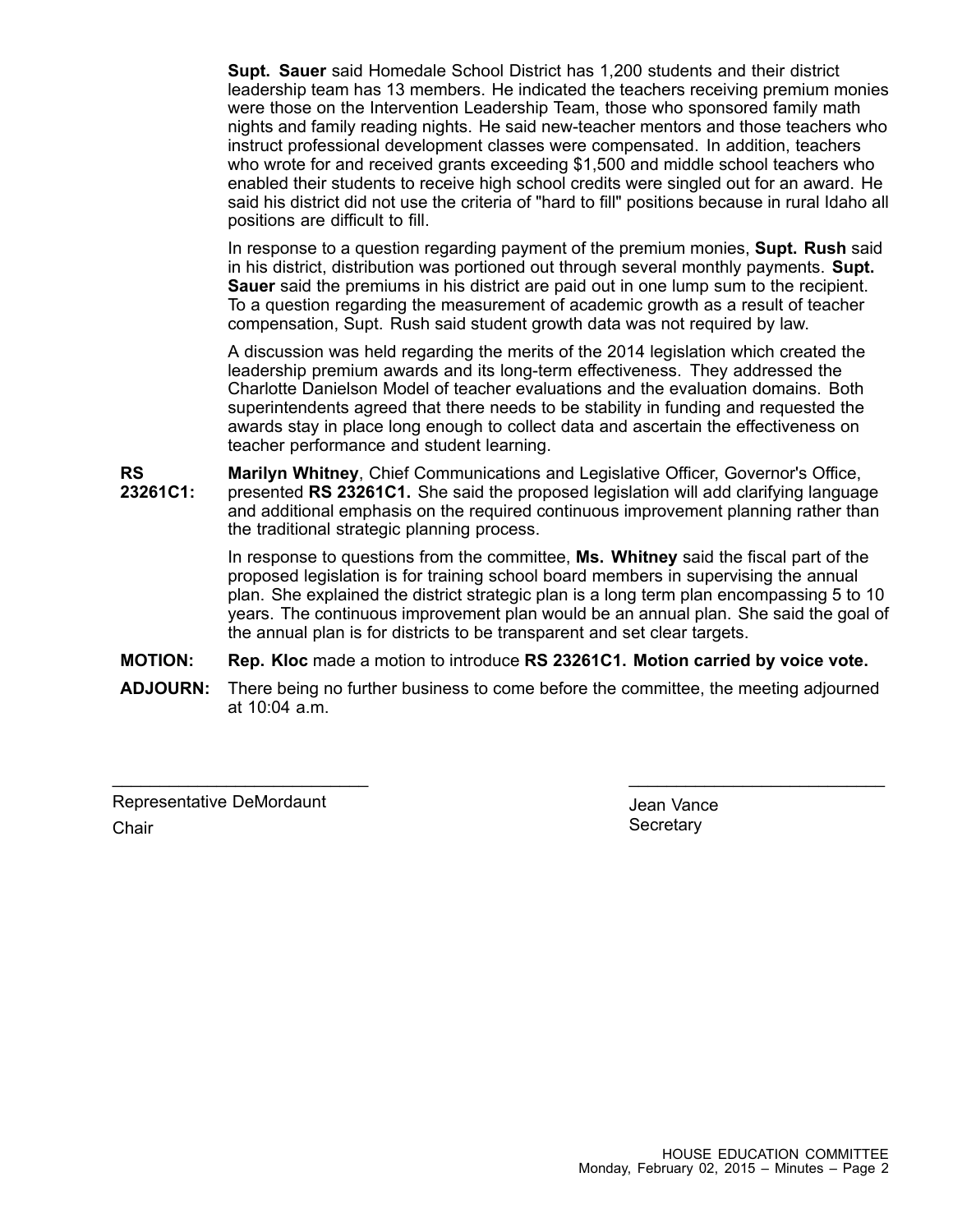**Supt. Sauer** said Homedale School District has 1,200 students and their district leadership team has 13 members. He indicated the teachers receiving premium monies were those on the Intervention Leadership Team, those who sponsored family math nights and family reading nights. He said new-teacher mentors and those teachers who instruct professional development classes were compensated. In addition, teachers who wrote for and received grants exceeding $1,500 and middle school teachers who enabled their students to receive high school credits were singled out for an award. He said his district did not use the criteria of "hard to fill" positions because in rural Idaho all positions are difficult to fill.

In response to a question regarding payment of the premium monies, **Supt. Rush** said in his district, distribution was portioned out through several monthly payments. **Supt. Sauer** said the premiums in his district are paid out in one lump sum to the recipient. To a question regarding the measurement of academic growth as a result of teacher compensation, Supt. Rush said student growth data was not required by law.

A discussion was held regarding the merits of the 2014 legislation which created the leadership premium awards and its long-term effectiveness. They addressed the Charlotte Danielson Model of teacher evaluations and the evaluation domains. Both superintendents agreed that there needs to be stability in funding and requested the awards stay in place long enough to collect data and ascertain the effectiveness on teacher performance and student learning.

**RS 23261C1:** **Marilyn Whitney**, Chief Communications and Legislative Officer, Governor's Office, presented **RS 23261C1.** She said the proposed legislation will add clarifying language and additional emphasis on the required continuous improvement planning rather than the traditional strategic planning process.

In response to questions from the committee, **Ms. Whitney** said the fiscal part of the proposed legislation is for training school board members in supervising the annual plan. She explained the district strategic plan is a long term plan encompassing 5 to 10 years. The continuous improvement plan would be an annual plan. She said the goal of the annual plan is for districts to be transparent and set clear targets.

**MOTION:** **Rep. Kloc** made a motion to introduce **RS 23261C1. Motion carried by voice vote.**

**ADJOURN:** There being no further business to come before the committee, the meeting adjourned at 10:04 a.m.

___________________________

Representative DeMordaunt
Chair

___________________________

Jean Vance
Secretary